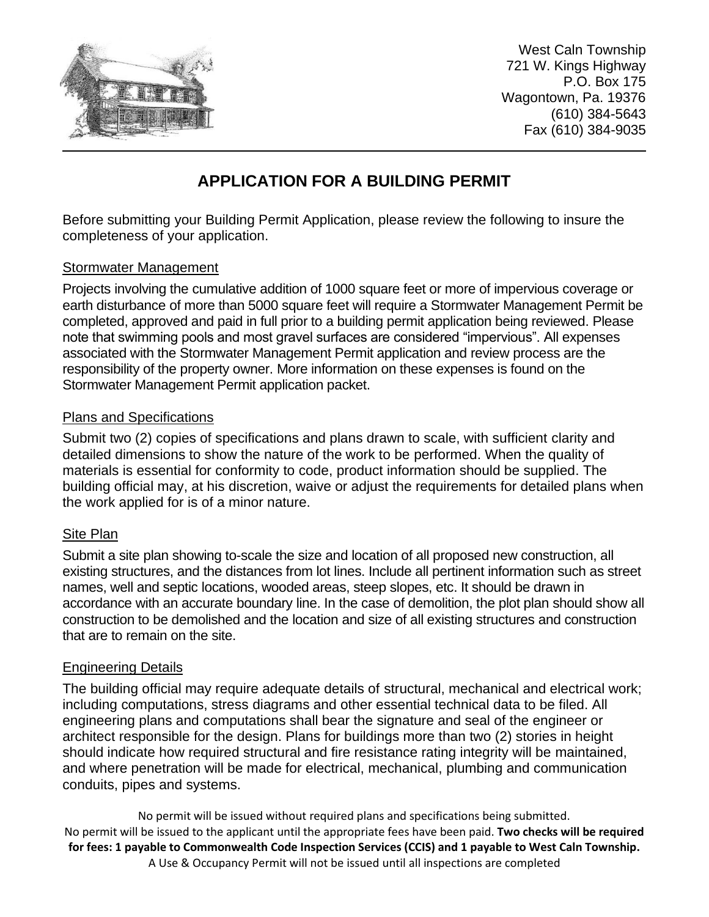West Caln Township
721 W. Kings Highway
P.O. Box 175
Wagontown, Pa. 19376
(610) 384-5643
Fax (610) 384-9035

# APPLICATION FOR A BUILDING PERMIT

Before submitting your Building Permit Application, please review the following to insure the completeness of your application.

## Stormwater Management

Projects involving the cumulative addition of 1000 square feet or more of impervious coverage or earth disturbance of more than 5000 square feet will require a Stormwater Management Permit be completed, approved and paid in full prior to a building permit application being reviewed. Please note that swimming pools and most gravel surfaces are considered "impervious". All expenses associated with the Stormwater Management Permit application and review process are the responsibility of the property owner. More information on these expenses is found on the Stormwater Management Permit application packet.

## Plans and Specifications

Submit two (2) copies of specifications and plans drawn to scale, with sufficient clarity and detailed dimensions to show the nature of the work to be performed. When the quality of materials is essential for conformity to code, product information should be supplied. The building official may, at his discretion, waive or adjust the requirements for detailed plans when the work applied for is of a minor nature.

## Site Plan

Submit a site plan showing to-scale the size and location of all proposed new construction, all existing structures, and the distances from lot lines. Include all pertinent information such as street names, well and septic locations, wooded areas, steep slopes, etc. It should be drawn in accordance with an accurate boundary line. In the case of demolition, the plot plan should show all construction to be demolished and the location and size of all existing structures and construction that are to remain on the site.

## Engineering Details

The building official may require adequate details of structural, mechanical and electrical work; including computations, stress diagrams and other essential technical data to be filed. All engineering plans and computations shall bear the signature and seal of the engineer or architect responsible for the design. Plans for buildings more than two (2) stories in height should indicate how required structural and fire resistance rating integrity will be maintained, and where penetration will be made for electrical, mechanical, plumbing and communication conduits, pipes and systems.

No permit will be issued without required plans and specifications being submitted.
No permit will be issued to the applicant until the appropriate fees have been paid. **Two checks will be required for fees: 1 payable to Commonwealth Code Inspection Services (CCIS) and 1 payable to West Caln Township.**
A Use & Occupancy Permit will not be issued until all inspections are completed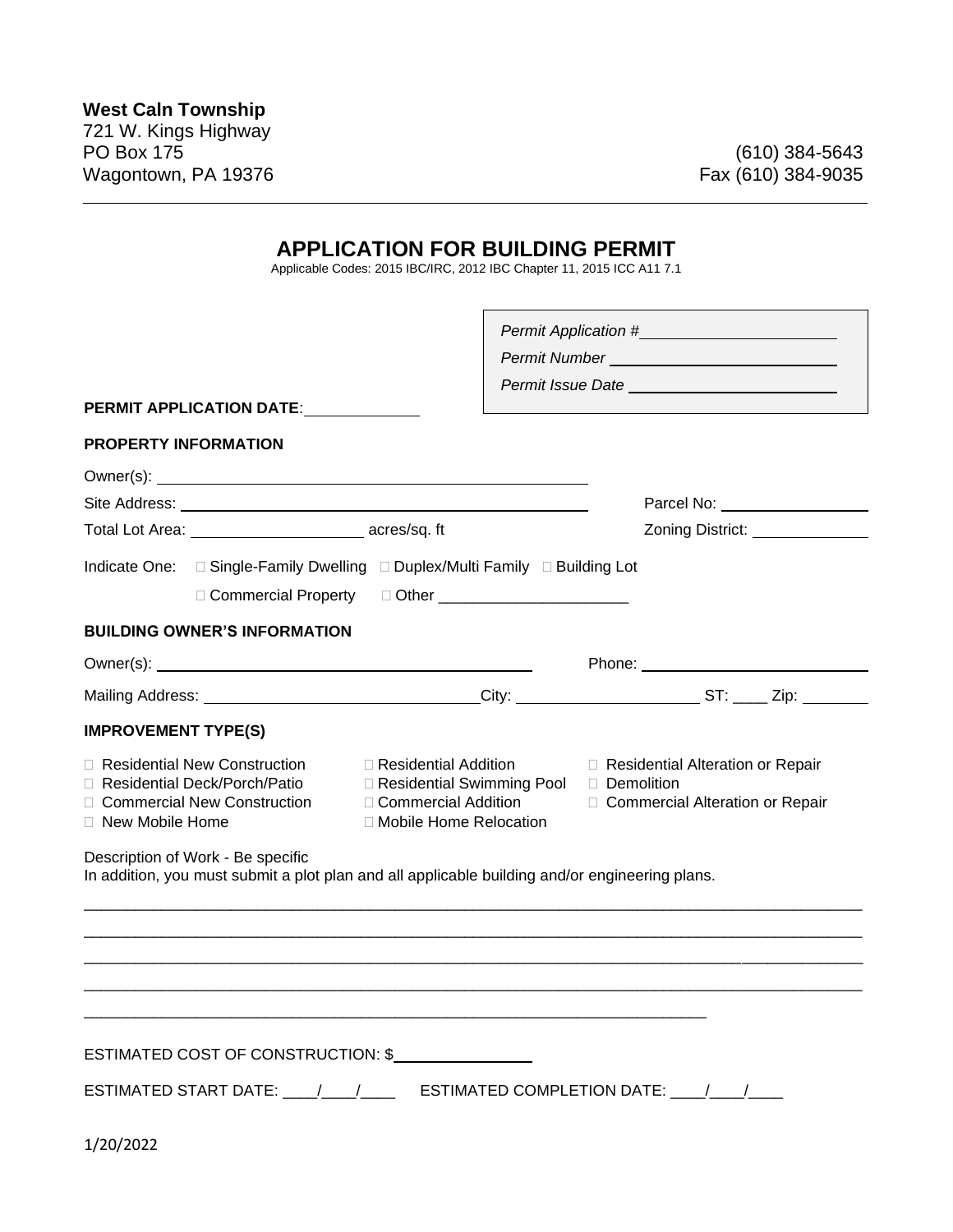**West Caln Township**
721 W. Kings Highway
PO Box 175
Wagontown, PA 19376

(610) 384-5643
Fax (610) 384-9035

---

# APPLICATION FOR BUILDING PERMIT

Applicable Codes: 2015 IBC/IRC, 2012 IBC Chapter 11, 2015 ICC A11 7.1

*Permit Application #* \_\_\_\_\_\_\_\_\_\_\_\_\_\_\_\_\_\_\_\_

*Permit Number* \_\_\_\_\_\_\_\_\_\_\_\_\_\_\_\_\_\_\_\_

*Permit Issue Date* \_\_\_\_\_\_\_\_\_\_\_\_\_\_\_\_\_\_\_\_

**PERMIT APPLICATION DATE**: \_\_\_\_\_\_\_\_\_\_\_\_

**PROPERTY INFORMATION**

Owner(s): \_\_\_\_\_\_\_\_\_\_\_\_\_\_\_\_\_\_\_\_\_\_\_\_\_\_\_\_\_\_\_\_\_\_\_\_\_\_\_\_

Site Address: \_\_\_\_\_\_\_\_\_\_\_\_\_\_\_\_\_\_\_\_\_\_\_\_\_\_\_\_\_\_\_\_\_\_\_\_\_\_\_\_ Parcel No: \_\_\_\_\_\_\_\_\_\_\_\_\_\_\_\_

Total Lot Area: \_\_\_\_\_\_\_\_\_\_\_\_\_\_\_\_\_\_ acres/sq. ft Zoning District: \_\_\_\_\_\_\_\_\_\_\_\_

Indicate One: ☐ Single-Family Dwelling ☐ Duplex/Multi Family ☐ Building Lot
☐ Commercial Property ☐ Other \_\_\_\_\_\_\_\_\_\_\_\_\_\_\_\_\_\_\_\_\_\_

**BUILDING OWNER'S INFORMATION**

Owner(s): \_\_\_\_\_\_\_\_\_\_\_\_\_\_\_\_\_\_\_\_\_\_\_\_\_\_\_\_\_\_\_\_\_\_\_\_ Phone: \_\_\_\_\_\_\_\_\_\_\_\_\_\_\_\_\_\_\_\_\_\_

Mailing Address: \_\_\_\_\_\_\_\_\_\_\_\_\_\_\_\_\_\_\_\_\_\_\_\_\_\_\_\_ City: \_\_\_\_\_\_\_\_\_\_\_\_\_\_\_\_\_\_\_\_ ST: \_\_\_\_ Zip: \_\_\_\_\_\_\_\_

**IMPROVEMENT TYPE(S)**

☐ Residential New Construction ☐ Residential Addition ☐ Residential Alteration or Repair
☐ Residential Deck/Porch/Patio ☐ Residential Swimming Pool ☐ Demolition
☐ Commercial New Construction ☐ Commercial Addition ☐ Commercial Alteration or Repair
☐ New Mobile Home ☐ Mobile Home Relocation

Description of Work - Be specific
In addition, you must submit a plot plan and all applicable building and/or engineering plans.

\_\_\_\_\_\_\_\_\_\_\_\_\_\_\_\_\_\_\_\_\_\_\_\_\_\_\_\_\_\_\_\_\_\_\_\_\_\_\_\_\_\_\_\_\_\_\_\_\_\_\_\_\_\_\_\_\_\_\_\_\_\_\_\_\_\_\_\_\_\_\_\_\_\_\_\_\_\_

\_\_\_\_\_\_\_\_\_\_\_\_\_\_\_\_\_\_\_\_\_\_\_\_\_\_\_\_\_\_\_\_\_\_\_\_\_\_\_\_\_\_\_\_\_\_\_\_\_\_\_\_\_\_\_\_\_\_\_\_\_\_\_\_\_\_\_\_\_\_\_\_\_\_\_\_\_\_

\_\_\_\_\_\_\_\_\_\_\_\_\_\_\_\_\_\_\_\_\_\_\_\_\_\_\_\_\_\_\_\_\_\_\_\_\_\_\_\_\_\_\_\_\_\_\_\_\_\_\_\_\_\_\_\_\_\_\_\_\_\_\_\_\_\_\_\_\_\_\_\_\_\_\_\_\_\_

\_\_\_\_\_\_\_\_\_\_\_\_\_\_\_\_\_\_\_\_\_\_\_\_\_\_\_\_\_\_\_\_\_\_\_\_\_\_\_\_\_\_\_\_\_\_\_\_\_\_\_\_\_\_\_\_\_\_\_\_\_\_\_\_\_\_\_\_\_\_\_\_\_\_\_\_\_\_

\_\_\_\_\_\_\_\_\_\_\_\_\_\_\_\_\_\_\_\_\_\_\_\_\_\_\_\_\_\_\_\_\_\_\_\_\_\_\_\_\_\_\_\_\_\_\_\_\_\_\_\_\_\_\_\_\_\_\_\_\_\_\_\_

ESTIMATED COST OF CONSTRUCTION: $\_\_\_\_\_\_\_\_\_\_\_\_\_\_\_\_

ESTIMATED START DATE: \_\_\_\_/\_\_\_\_/\_\_\_\_ ESTIMATED COMPLETION DATE: \_\_\_\_/\_\_\_\_/\_\_\_\_

1/20/2022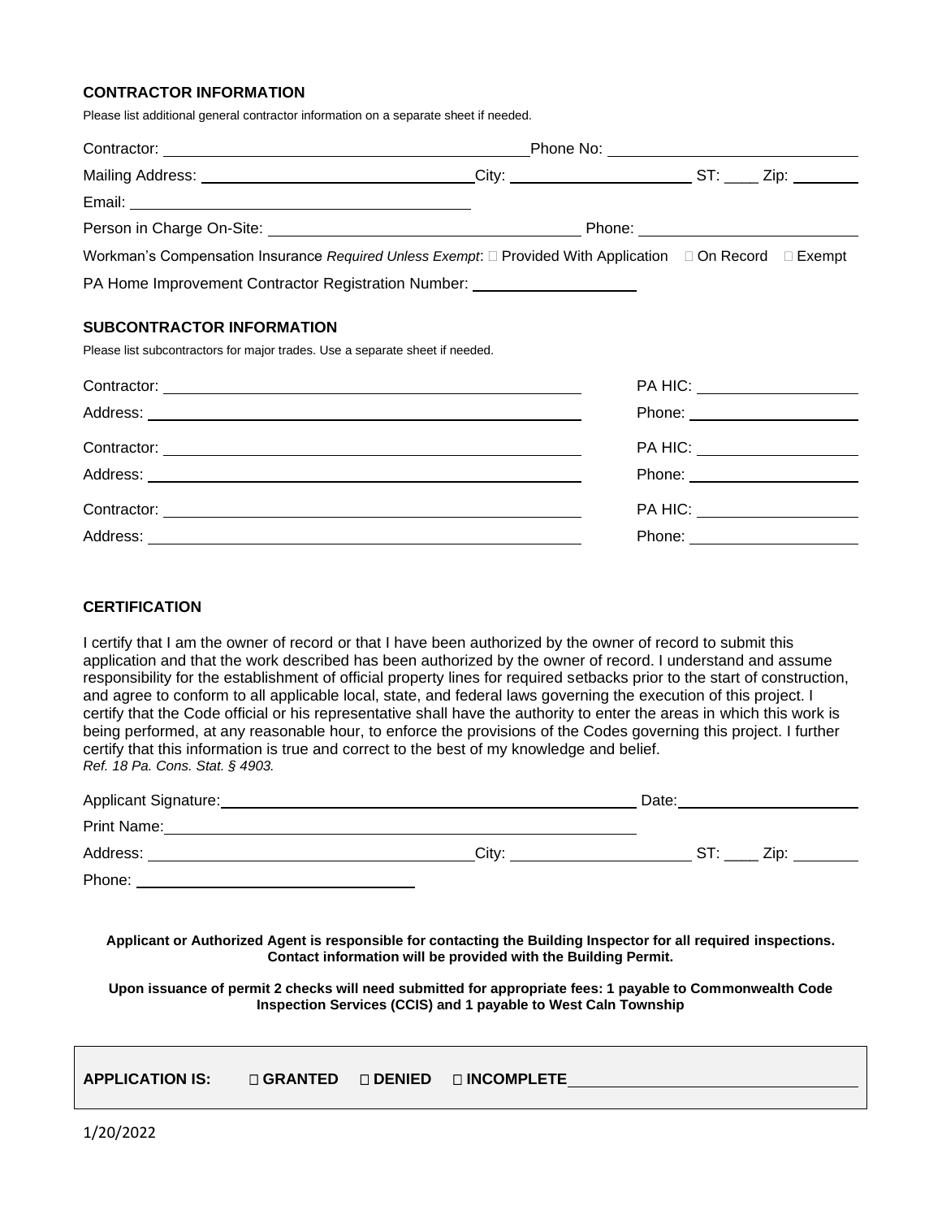## CONTRACTOR INFORMATION

Please list additional general contractor information on a separate sheet if needed.

Contractor: ______________________________ Phone No: ______________________

Mailing Address: ______________________ City: ________________ ST: ____ Zip: ______

Email: ______________________________

Person in Charge On-Site: ______________________ Phone: ______________________

Workman's Compensation Insurance *Required Unless Exempt*: ☐ Provided With Application ☐ On Record ☐ Exempt

PA Home Improvement Contractor Registration Number: ______________

## SUBCONTRACTOR INFORMATION

Please list subcontractors for major trades. Use a separate sheet if needed.

Contractor: ______________________________ PA HIC: ______________

Address: ______________________________ Phone: ______________

Contractor: ______________________________ PA HIC: ______________

Address: ______________________________ Phone: ______________

Contractor: ______________________________ PA HIC: ______________

Address: ______________________________ Phone: ______________

## CERTIFICATION

I certify that I am the owner of record or that I have been authorized by the owner of record to submit this application and that the work described has been authorized by the owner of record. I understand and assume responsibility for the establishment of official property lines for required setbacks prior to the start of construction, and agree to conform to all applicable local, state, and federal laws governing the execution of this project. I certify that the Code official or his representative shall have the authority to enter the areas in which this work is being performed, at any reasonable hour, to enforce the provisions of the Codes governing this project. I further certify that this information is true and correct to the best of my knowledge and belief.
*Ref. 18 Pa. Cons. Stat. § 4903.*

Applicant Signature: ______________________________ Date: ______________

Print Name: ______________________________

Address: ______________________ City: ________________ ST: ____ Zip: ______

Phone: ______________________

**Applicant or Authorized Agent is responsible for contacting the Building Inspector for all required inspections. Contact information will be provided with the Building Permit.**

**Upon issuance of permit 2 checks will need submitted for appropriate fees: 1 payable to Commonwealth Code Inspection Services (CCIS) and 1 payable to West Caln Township**

**APPLICATION IS:** ☐ **GRANTED** ☐ **DENIED** ☐ **INCOMPLETE** ______________________

1/20/2022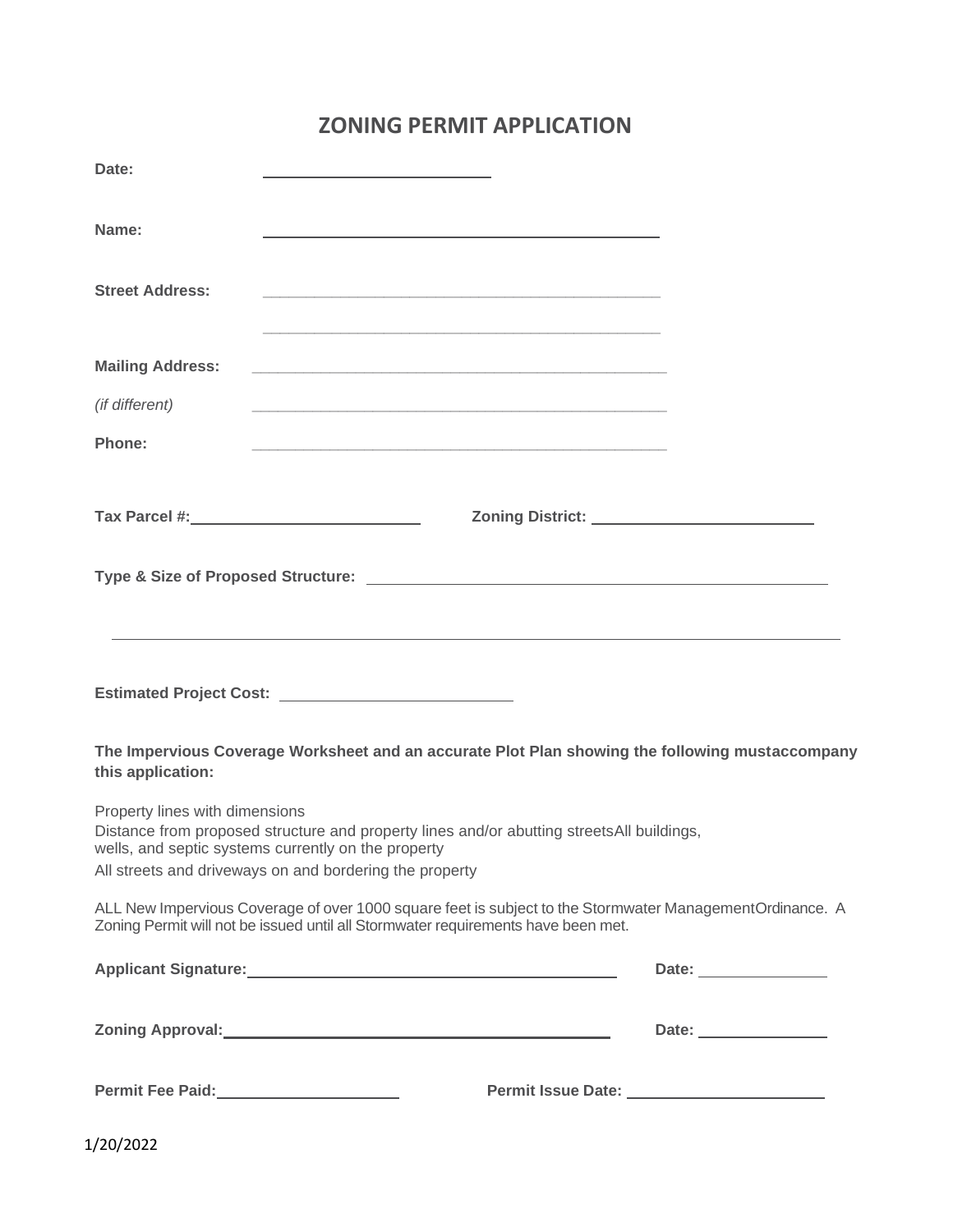# ZONING PERMIT APPLICATION

**Date:** ______________________

**Name:** ______________________________________

**Street Address:** ______________________________________

______________________________________

**Mailing Address:** ______________________________________

*(if different)* ______________________________________

**Phone:** ______________________________________

**Tax Parcel #:** ______________________ **Zoning District:** ______________________

**Type & Size of Proposed Structure:** ______________________________________________

______________________________________________________________________

**Estimated Project Cost:** ______________________

**The Impervious Coverage Worksheet and an accurate Plot Plan showing the following mustaccompany this application:**

Property lines with dimensions
Distance from proposed structure and property lines and/or abutting streetsAll buildings, wells, and septic systems currently on the property
All streets and driveways on and bordering the property

ALL New Impervious Coverage of over 1000 square feet is subject to the Stormwater ManagementOrdinance. A Zoning Permit will not be issued until all Stormwater requirements have been met.

**Applicant Signature:** ______________________________________ **Date:** ______________

**Zoning Approval:** ______________________________________ **Date:** ______________

**Permit Fee Paid:** ____________________ **Permit Issue Date:** ____________________

1/20/2022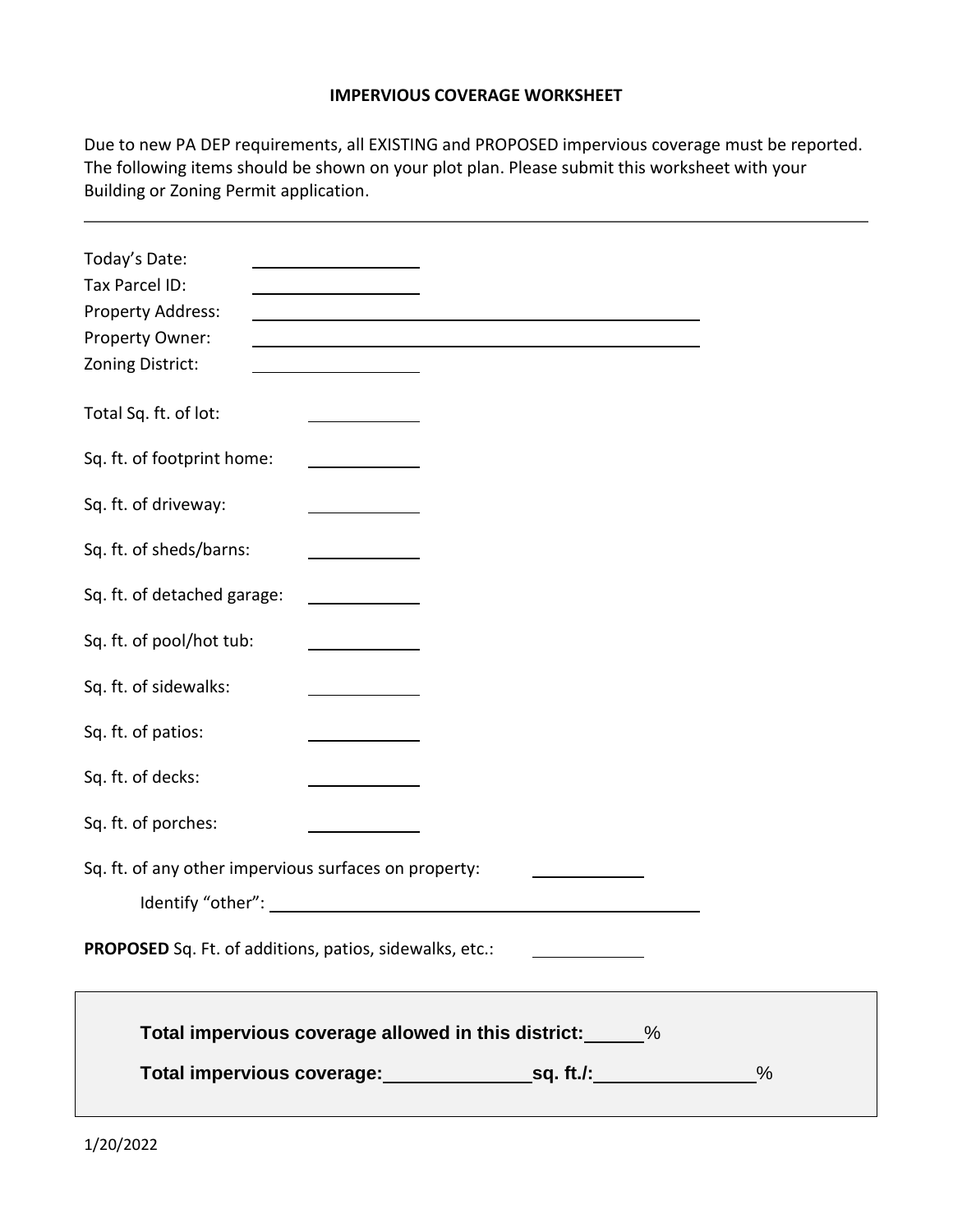# IMPERVIOUS COVERAGE WORKSHEET

Due to new PA DEP requirements, all EXISTING and PROPOSED impervious coverage must be reported. The following items should be shown on your plot plan. Please submit this worksheet with your Building or Zoning Permit application.

---

Today's Date: ____________

Tax Parcel ID: ____________

Property Address: ______________________________

Property Owner: ______________________________

Zoning District: ____________

Total Sq. ft. of lot: ________

Sq. ft. of footprint home: ________

Sq. ft. of driveway: ________

Sq. ft. of sheds/barns: ________

Sq. ft. of detached garage: ________

Sq. ft. of pool/hot tub: ________

Sq. ft. of sidewalks: ________

Sq. ft. of patios: ________

Sq. ft. of decks: ________

Sq. ft. of porches: ________

Sq. ft. of any other impervious surfaces on property: ________

Identify "other": ______________________________

**PROPOSED** Sq. Ft. of additions, patios, sidewalks, etc.: ________

**Total impervious coverage allowed in this district:** _____%

**Total impervious coverage:** __________ **sq. ft./:** __________%

1/20/2022